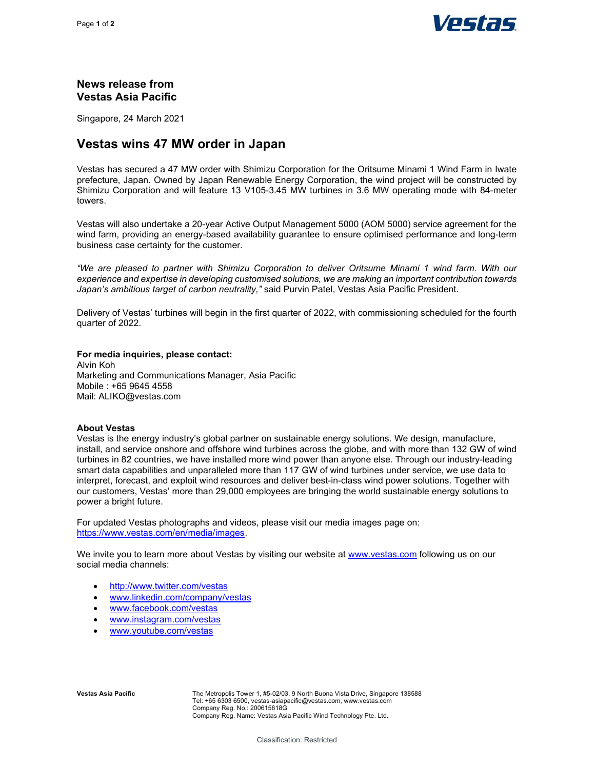**News release from**
**Vestas Asia Pacific**

Singapore, 24 March 2021

# Vestas wins 47 MW order in Japan

Vestas has secured a 47 MW order with Shimizu Corporation for the Oritsume Minami 1 Wind Farm in Iwate prefecture, Japan. Owned by Japan Renewable Energy Corporation, the wind project will be constructed by Shimizu Corporation and will feature 13 V105-3.45 MW turbines in 3.6 MW operating mode with 84-meter towers.

Vestas will also undertake a 20-year Active Output Management 5000 (AOM 5000) service agreement for the wind farm, providing an energy-based availability guarantee to ensure optimised performance and long-term business case certainty for the customer.

*"We are pleased to partner with Shimizu Corporation to deliver Oritsume Minami 1 wind farm. With our experience and expertise in developing customised solutions, we are making an important contribution towards Japan's ambitious target of carbon neutrality,"* said Purvin Patel, Vestas Asia Pacific President.

Delivery of Vestas' turbines will begin in the first quarter of 2022, with commissioning scheduled for the fourth quarter of 2022.

**For media inquiries, please contact:**
Alvin Koh
Marketing and Communications Manager, Asia Pacific
Mobile : +65 9645 4558
Mail: ALIKO@vestas.com

**About Vestas**
Vestas is the energy industry's global partner on sustainable energy solutions. We design, manufacture, install, and service onshore and offshore wind turbines across the globe, and with more than 132 GW of wind turbines in 82 countries, we have installed more wind power than anyone else. Through our industry-leading smart data capabilities and unparalleled more than 117 GW of wind turbines under service, we use data to interpret, forecast, and exploit wind resources and deliver best-in-class wind power solutions. Together with our customers, Vestas' more than 29,000 employees are bringing the world sustainable energy solutions to power a bright future.

For updated Vestas photographs and videos, please visit our media images page on: https://www.vestas.com/en/media/images.

We invite you to learn more about Vestas by visiting our website at www.vestas.com following us on our social media channels:

- http://www.twitter.com/vestas
- www.linkedin.com/company/vestas
- www.facebook.com/vestas
- www.instagram.com/vestas
- www.youtube.com/vestas

**Vestas Asia Pacific**
The Metropolis Tower 1, #5-02/03, 9 North Buona Vista Drive, Singapore 138588
Tel: +65 6303 6500, vestas-asiapacific@vestas.com, www.vestas.com
Company Reg. No.: 200615618G
Company Reg. Name: Vestas Asia Pacific Wind Technology Pte. Ltd.

Classification: Restricted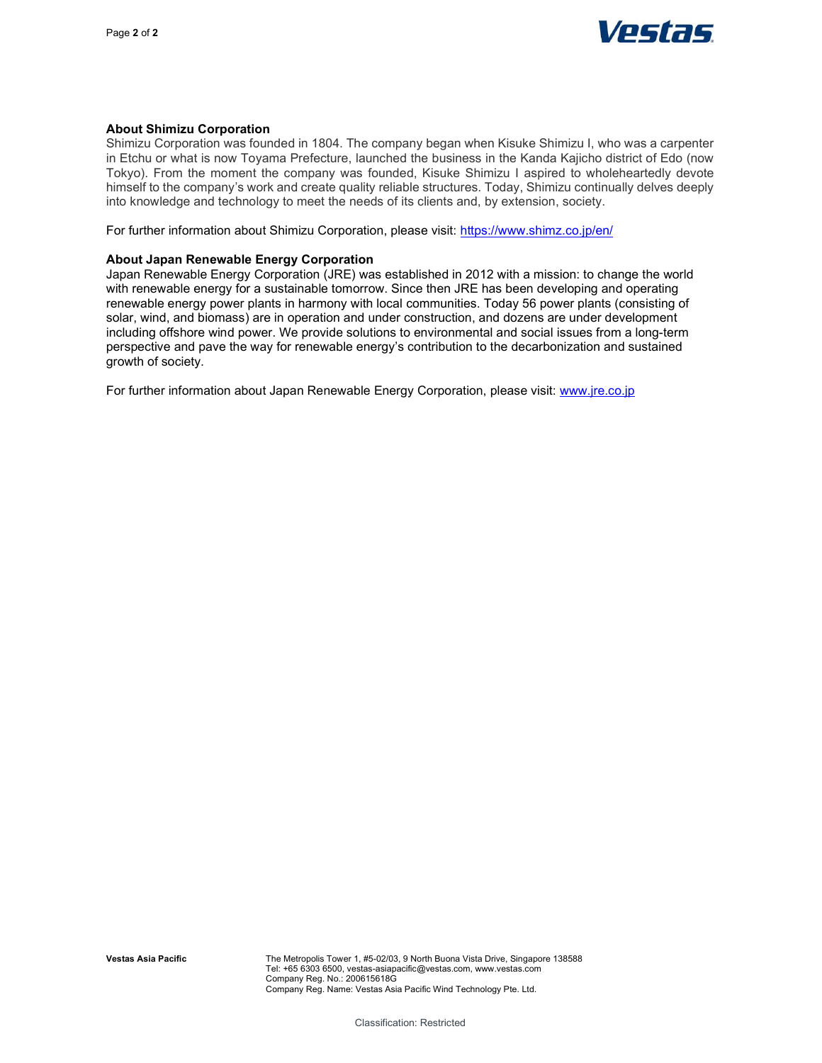**About Shimizu Corporation**
Shimizu Corporation was founded in 1804. The company began when Kisuke Shimizu I, who was a carpenter in Etchu or what is now Toyama Prefecture, launched the business in the Kanda Kajicho district of Edo (now Tokyo). From the moment the company was founded, Kisuke Shimizu I aspired to wholeheartedly devote himself to the company's work and create quality reliable structures. Today, Shimizu continually delves deeply into knowledge and technology to meet the needs of its clients and, by extension, society.

For further information about Shimizu Corporation, please visit: https://www.shimz.co.jp/en/

**About Japan Renewable Energy Corporation**
Japan Renewable Energy Corporation (JRE) was established in 2012 with a mission: to change the world with renewable energy for a sustainable tomorrow. Since then JRE has been developing and operating renewable energy power plants in harmony with local communities. Today 56 power plants (consisting of solar, wind, and biomass) are in operation and under construction, and dozens are under development including offshore wind power. We provide solutions to environmental and social issues from a long-term perspective and pave the way for renewable energy's contribution to the decarbonization and sustained growth of society.

For further information about Japan Renewable Energy Corporation, please visit: www.jre.co.jp

**Vestas Asia Pacific**

The Metropolis Tower 1, #5-02/03, 9 North Buona Vista Drive, Singapore 138588
Tel: +65 6303 6500, vestas-asiapacific@vestas.com, www.vestas.com
Company Reg. No.: 200615618G
Company Reg. Name: Vestas Asia Pacific Wind Technology Pte. Ltd.

Classification: Restricted